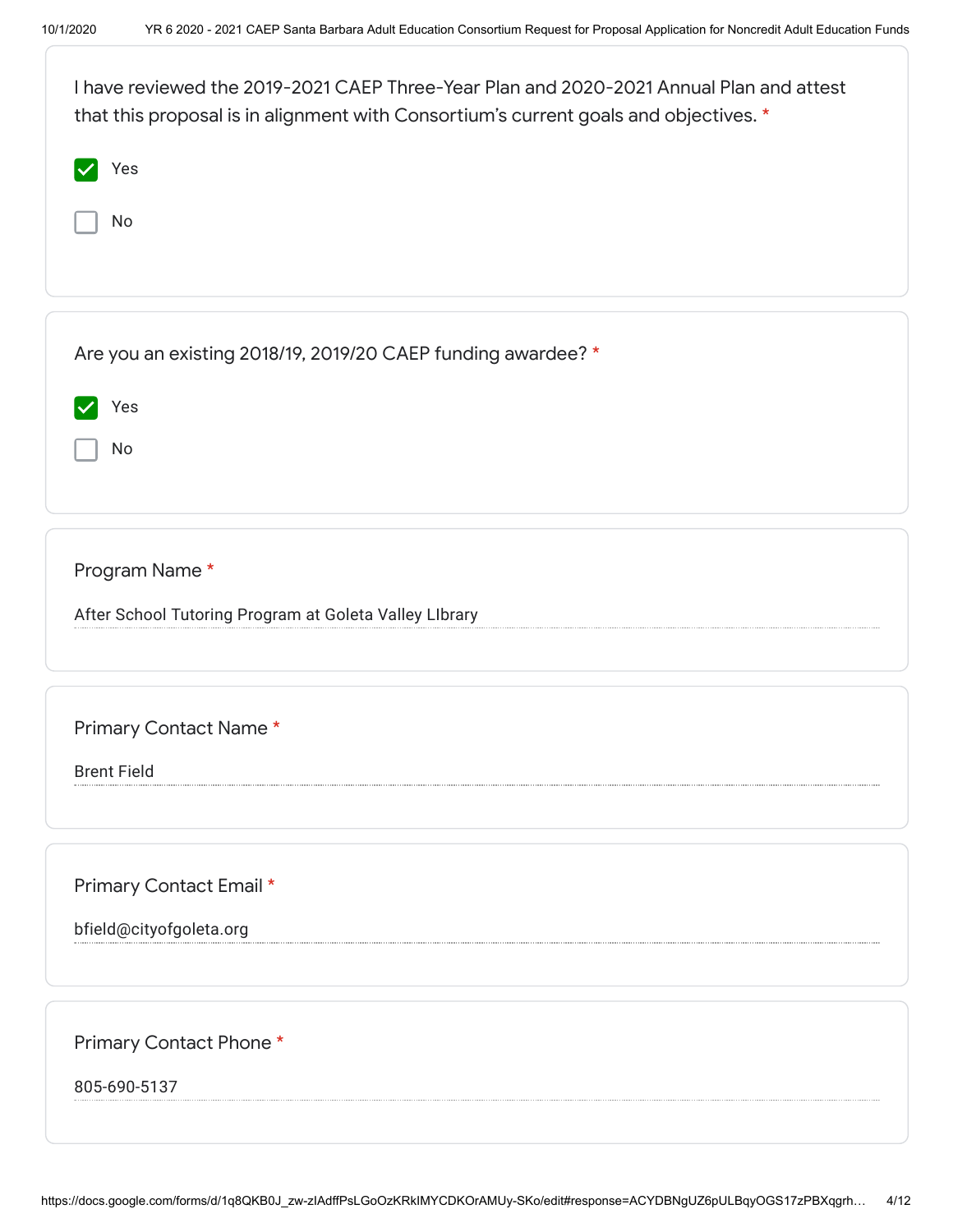I have reviewed the 2019-2021 CAEP Three-Year Plan and 2020-2021 Annual Plan and attest that this proposal is in alignment with Consortium's current goals and objectives. *

- [x] Yes
- [ ] No

Are you an existing 2018/19, 2019/20 CAEP funding awardee? *

- [x] Yes
- [ ] No

Program Name *

After School Tutoring Program at Goleta Valley LIbrary

Primary Contact Name *

Brent Field

Primary Contact Email *

bfield@cityofgoleta.org

Primary Contact Phone *

805-690-5137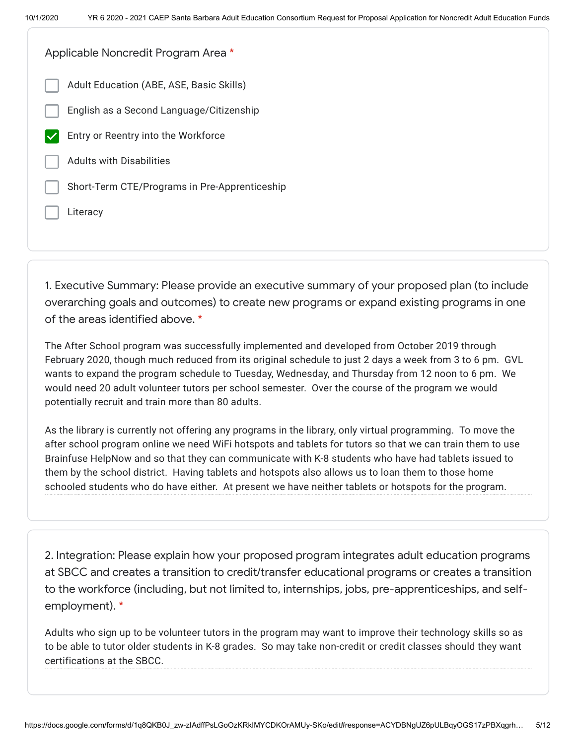Applicable Noncredit Program Area *

- [ ] Adult Education (ABE, ASE, Basic Skills)
- [ ] English as a Second Language/Citizenship
- [x] Entry or Reentry into the Workforce
- [ ] Adults with Disabilities
- [ ] Short-Term CTE/Programs in Pre-Apprenticeship
- [ ] Literacy

1. Executive Summary: Please provide an executive summary of your proposed plan (to include overarching goals and outcomes) to create new programs or expand existing programs in one of the areas identified above. *

The After School program was successfully implemented and developed from October 2019 through February 2020, though much reduced from its original schedule to just 2 days a week from 3 to 6 pm. GVL wants to expand the program schedule to Tuesday, Wednesday, and Thursday from 12 noon to 6 pm. We would need 20 adult volunteer tutors per school semester. Over the course of the program we would potentially recruit and train more than 80 adults.

As the library is currently not offering any programs in the library, only virtual programming. To move the after school program online we need WiFi hotspots and tablets for tutors so that we can train them to use Brainfuse HelpNow and so that they can communicate with K-8 students who have had tablets issued to them by the school district. Having tablets and hotspots also allows us to loan them to those home schooled students who do have either. At present we have neither tablets or hotspots for the program.

2. Integration: Please explain how your proposed program integrates adult education programs at SBCC and creates a transition to credit/transfer educational programs or creates a transition to the workforce (including, but not limited to, internships, jobs, pre-apprenticeships, and self-employment). *

Adults who sign up to be volunteer tutors in the program may want to improve their technology skills so as to be able to tutor older students in K-8 grades. So may take non-credit or credit classes should they want certifications at the SBCC.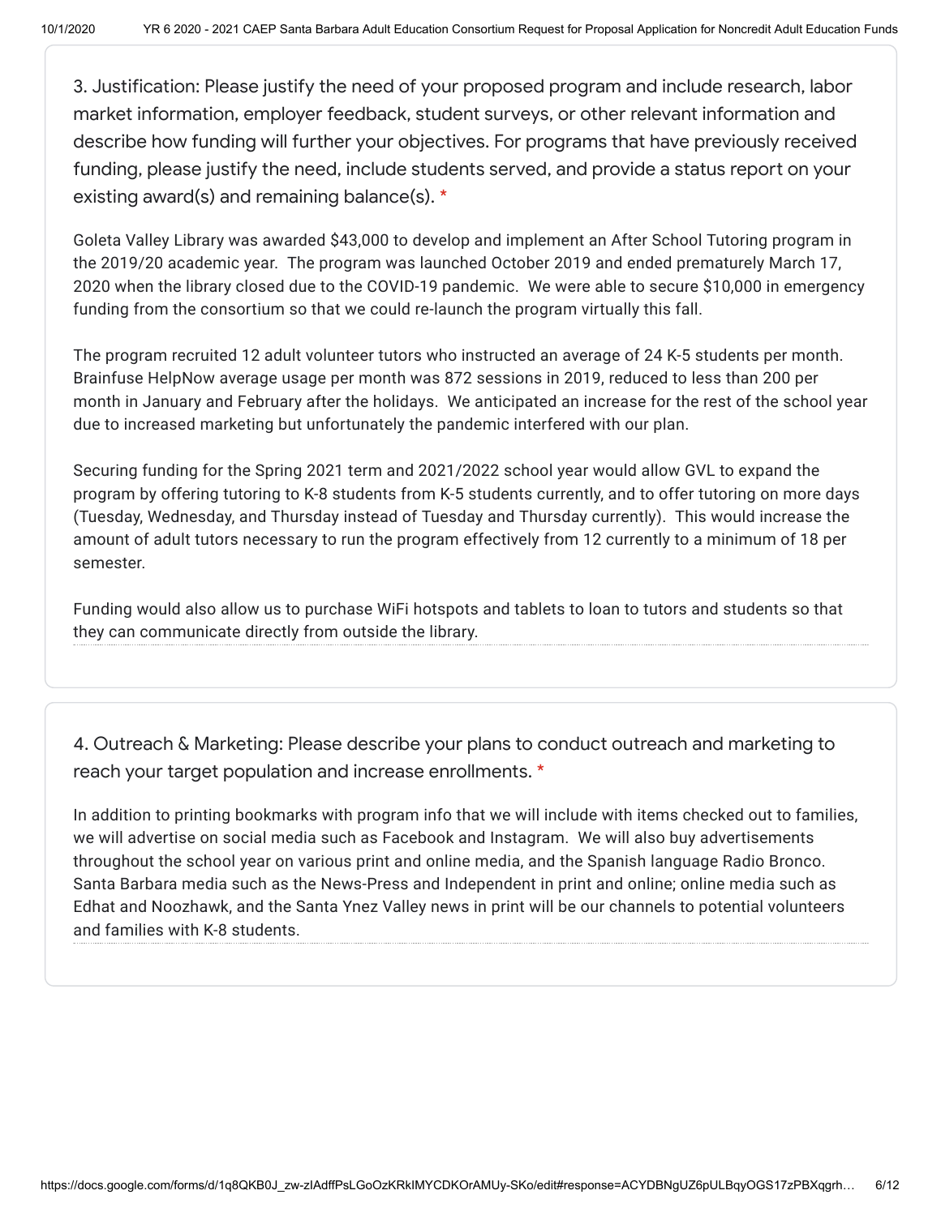3. Justification: Please justify the need of your proposed program and include research, labor market information, employer feedback, student surveys, or other relevant information and describe how funding will further your objectives. For programs that have previously received funding, please justify the need, include students served, and provide a status report on your existing award(s) and remaining balance(s). *

Goleta Valley Library was awarded $43,000 to develop and implement an After School Tutoring program in the 2019/20 academic year. The program was launched October 2019 and ended prematurely March 17, 2020 when the library closed due to the COVID-19 pandemic. We were able to secure $10,000 in emergency funding from the consortium so that we could re-launch the program virtually this fall.

The program recruited 12 adult volunteer tutors who instructed an average of 24 K-5 students per month. Brainfuse HelpNow average usage per month was 872 sessions in 2019, reduced to less than 200 per month in January and February after the holidays. We anticipated an increase for the rest of the school year due to increased marketing but unfortunately the pandemic interfered with our plan.

Securing funding for the Spring 2021 term and 2021/2022 school year would allow GVL to expand the program by offering tutoring to K-8 students from K-5 students currently, and to offer tutoring on more days (Tuesday, Wednesday, and Thursday instead of Tuesday and Thursday currently). This would increase the amount of adult tutors necessary to run the program effectively from 12 currently to a minimum of 18 per semester.

Funding would also allow us to purchase WiFi hotspots and tablets to loan to tutors and students so that they can communicate directly from outside the library.

4. Outreach & Marketing: Please describe your plans to conduct outreach and marketing to reach your target population and increase enrollments. *

In addition to printing bookmarks with program info that we will include with items checked out to families, we will advertise on social media such as Facebook and Instagram. We will also buy advertisements throughout the school year on various print and online media, and the Spanish language Radio Bronco. Santa Barbara media such as the News-Press and Independent in print and online; online media such as Edhat and Noozhawk, and the Santa Ynez Valley news in print will be our channels to potential volunteers and families with K-8 students.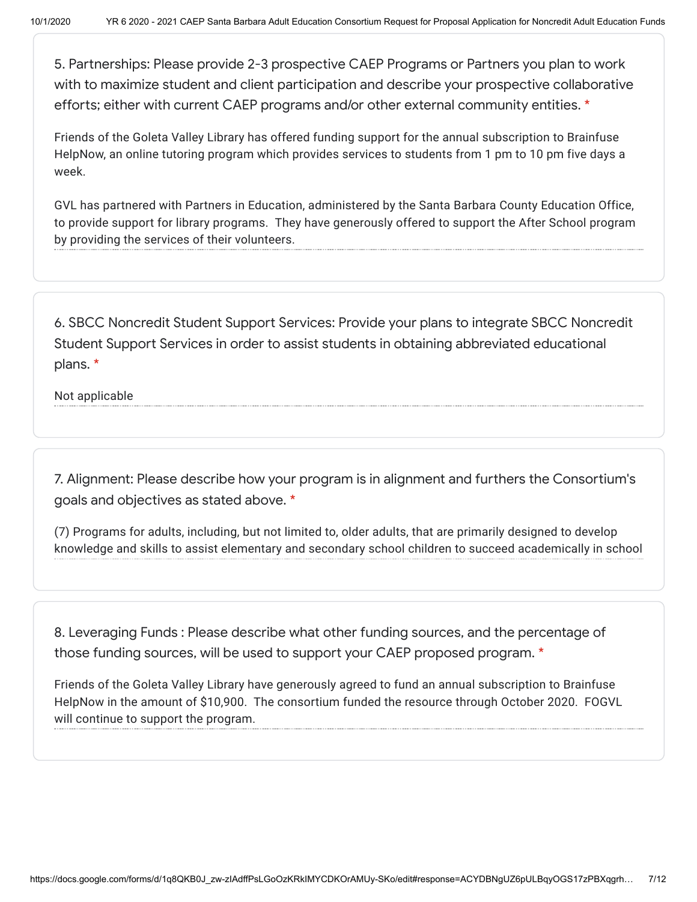5. Partnerships: Please provide 2-3 prospective CAEP Programs or Partners you plan to work with to maximize student and client participation and describe your prospective collaborative efforts; either with current CAEP programs and/or other external community entities. *

Friends of the Goleta Valley Library has offered funding support for the annual subscription to Brainfuse HelpNow, an online tutoring program which provides services to students from 1 pm to 10 pm five days a week.

GVL has partnered with Partners in Education, administered by the Santa Barbara County Education Office, to provide support for library programs. They have generously offered to support the After School program by providing the services of their volunteers.

6. SBCC Noncredit Student Support Services: Provide your plans to integrate SBCC Noncredit Student Support Services in order to assist students in obtaining abbreviated educational plans. *

Not applicable

7. Alignment: Please describe how your program is in alignment and furthers the Consortium's goals and objectives as stated above. *

(7) Programs for adults, including, but not limited to, older adults, that are primarily designed to develop knowledge and skills to assist elementary and secondary school children to succeed academically in school

8. Leveraging Funds : Please describe what other funding sources, and the percentage of those funding sources, will be used to support your CAEP proposed program. *

Friends of the Goleta Valley Library have generously agreed to fund an annual subscription to Brainfuse HelpNow in the amount of $10,900. The consortium funded the resource through October 2020. FOGVL will continue to support the program.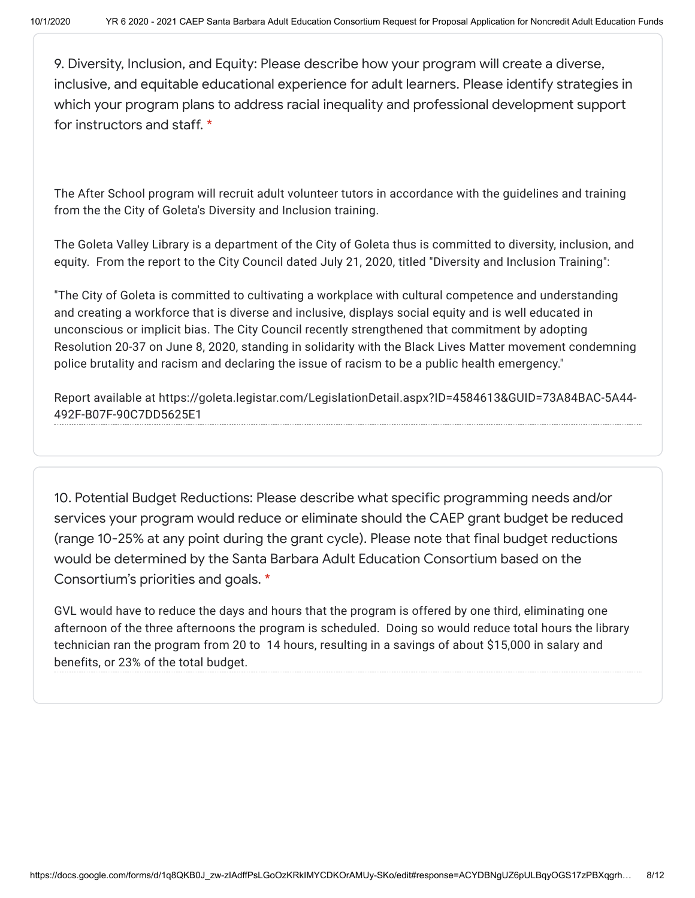9. Diversity, Inclusion, and Equity: Please describe how your program will create a diverse, inclusive, and equitable educational experience for adult learners. Please identify strategies in which your program plans to address racial inequality and professional development support for instructors and staff. *

The After School program will recruit adult volunteer tutors in accordance with the guidelines and training from the the City of Goleta's Diversity and Inclusion training.

The Goleta Valley Library is a department of the City of Goleta thus is committed to diversity, inclusion, and equity. From the report to the City Council dated July 21, 2020, titled "Diversity and Inclusion Training":

"The City of Goleta is committed to cultivating a workplace with cultural competence and understanding and creating a workforce that is diverse and inclusive, displays social equity and is well educated in unconscious or implicit bias. The City Council recently strengthened that commitment by adopting Resolution 20-37 on June 8, 2020, standing in solidarity with the Black Lives Matter movement condemning police brutality and racism and declaring the issue of racism to be a public health emergency."

Report available at https://goleta.legistar.com/LegislationDetail.aspx?ID=4584613&GUID=73A84BAC-5A44-492F-B07F-90C7DD5625E1

10. Potential Budget Reductions: Please describe what specific programming needs and/or services your program would reduce or eliminate should the CAEP grant budget be reduced (range 10-25% at any point during the grant cycle). Please note that final budget reductions would be determined by the Santa Barbara Adult Education Consortium based on the Consortium's priorities and goals. *

GVL would have to reduce the days and hours that the program is offered by one third, eliminating one afternoon of the three afternoons the program is scheduled. Doing so would reduce total hours the library technician ran the program from 20 to 14 hours, resulting in a savings of about $15,000 in salary and benefits, or 23% of the total budget.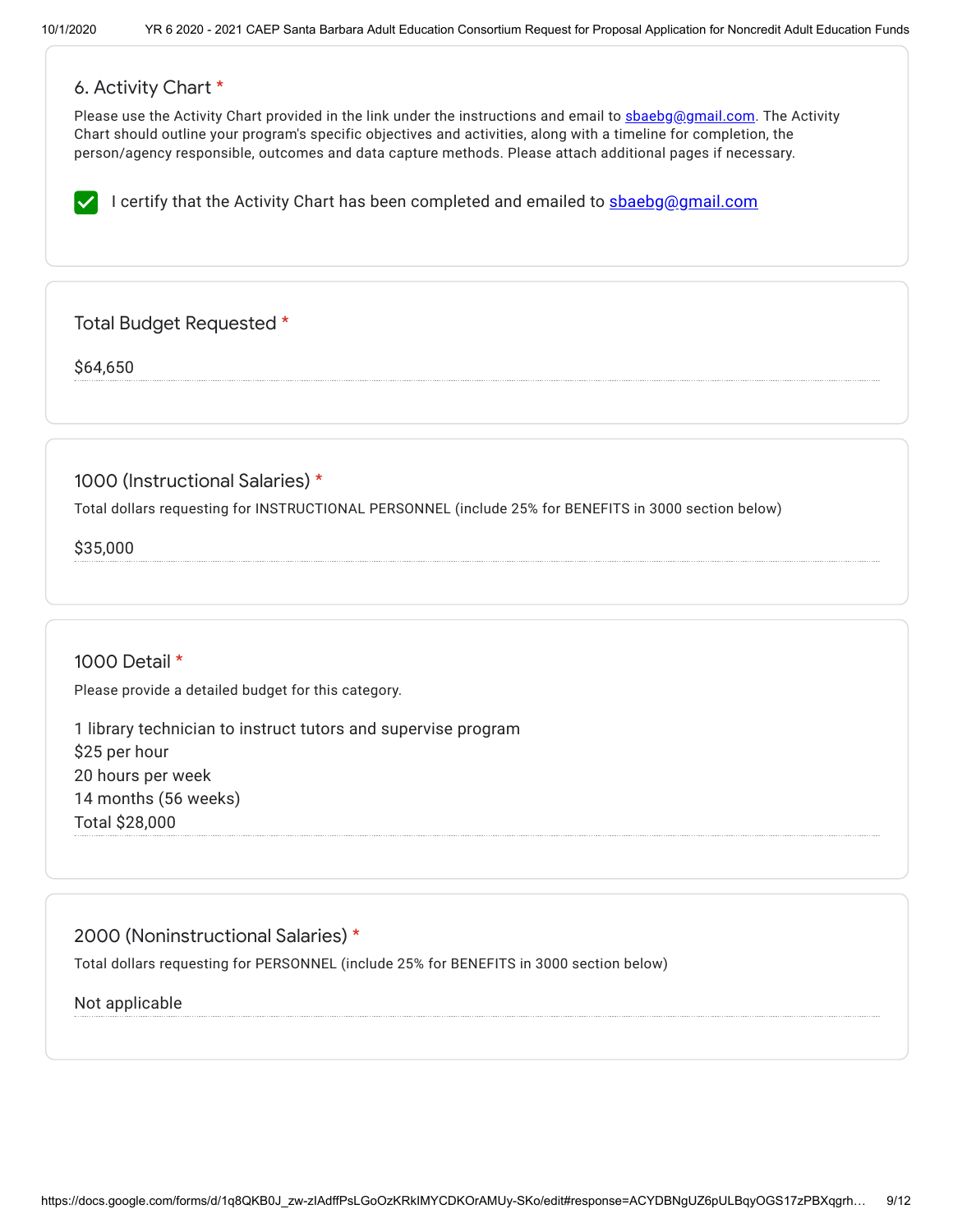## 6. Activity Chart *

Please use the Activity Chart provided in the link under the instructions and email to sbaebg@gmail.com. The Activity Chart should outline your program's specific objectives and activities, along with a timeline for completion, the person/agency responsible, outcomes and data capture methods. Please attach additional pages if necessary.

- [x] I certify that the Activity Chart has been completed and emailed to sbaebg@gmail.com

## Total Budget Requested *

$64,650

## 1000 (Instructional Salaries) *

Total dollars requesting for INSTRUCTIONAL PERSONNEL (include 25% for BENEFITS in 3000 section below)

$35,000

## 1000 Detail *

Please provide a detailed budget for this category.

1 library technician to instruct tutors and supervise program
$25 per hour
20 hours per week
14 months (56 weeks)
Total $28,000

## 2000 (Noninstructional Salaries) *

Total dollars requesting for PERSONNEL (include 25% for BENEFITS in 3000 section below)

Not applicable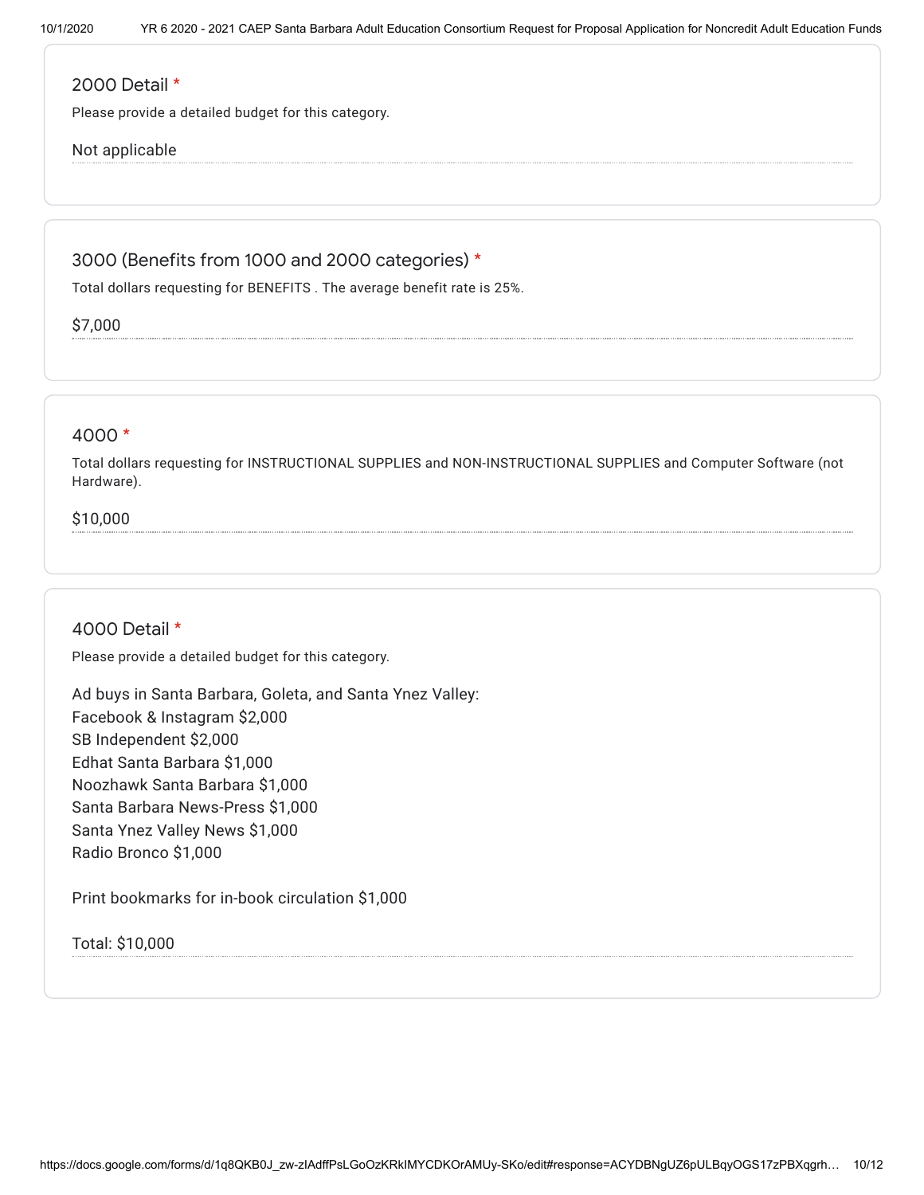## 2000 Detail *

Please provide a detailed budget for this category.

Not applicable

## 3000 (Benefits from 1000 and 2000 categories) *

Total dollars requesting for BENEFITS . The average benefit rate is 25%.

$7,000

## 4000 *

Total dollars requesting for INSTRUCTIONAL SUPPLIES and NON-INSTRUCTIONAL SUPPLIES and Computer Software (not Hardware).

$10,000

## 4000 Detail *

Please provide a detailed budget for this category.

Ad buys in Santa Barbara, Goleta, and Santa Ynez Valley:
Facebook & Instagram $2,000
SB Independent $2,000
Edhat Santa Barbara $1,000
Noozhawk Santa Barbara $1,000
Santa Barbara News-Press $1,000
Santa Ynez Valley News $1,000
Radio Bronco $1,000

Print bookmarks for in-book circulation $1,000

Total: $10,000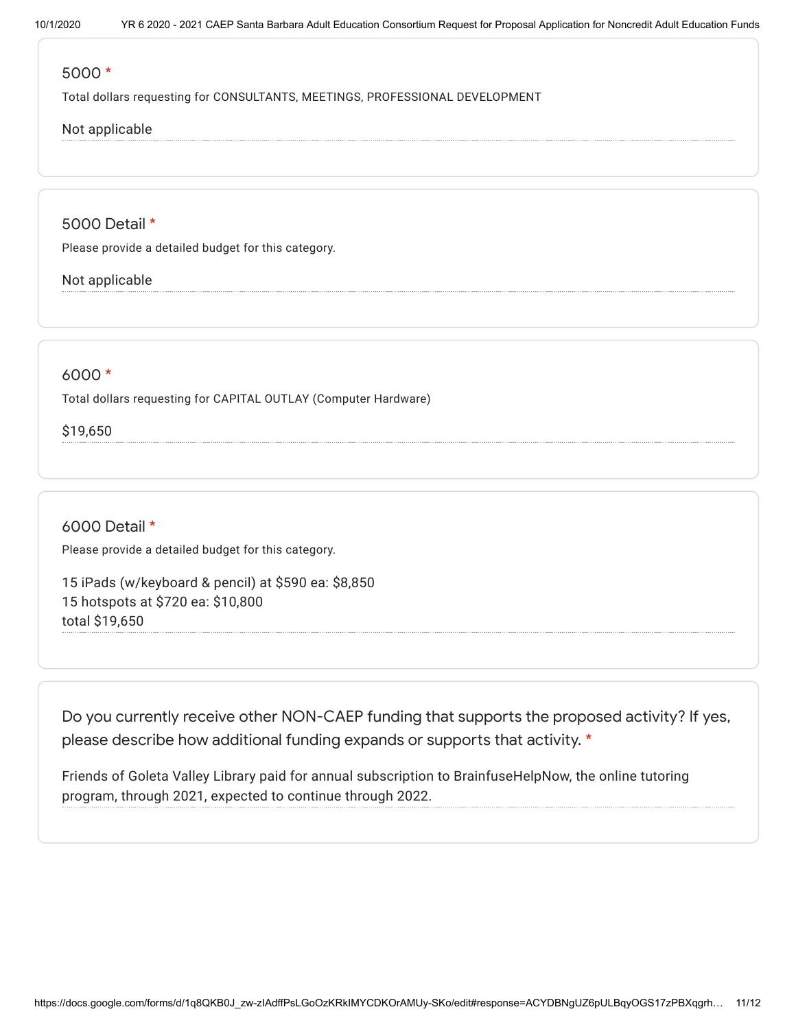5000 *

Total dollars requesting for CONSULTANTS, MEETINGS, PROFESSIONAL DEVELOPMENT

Not applicable

5000 Detail *

Please provide a detailed budget for this category.

Not applicable

6000 *

Total dollars requesting for CAPITAL OUTLAY (Computer Hardware)

$19,650

6000 Detail *

Please provide a detailed budget for this category.

15 iPads (w/keyboard & pencil) at $590 ea: $8,850
15 hotspots at $720 ea: $10,800
total $19,650

Do you currently receive other NON-CAEP funding that supports the proposed activity? If yes, please describe how additional funding expands or supports that activity. *

Friends of Goleta Valley Library paid for annual subscription to BrainfuseHelpNow, the online tutoring program, through 2021, expected to continue through 2022.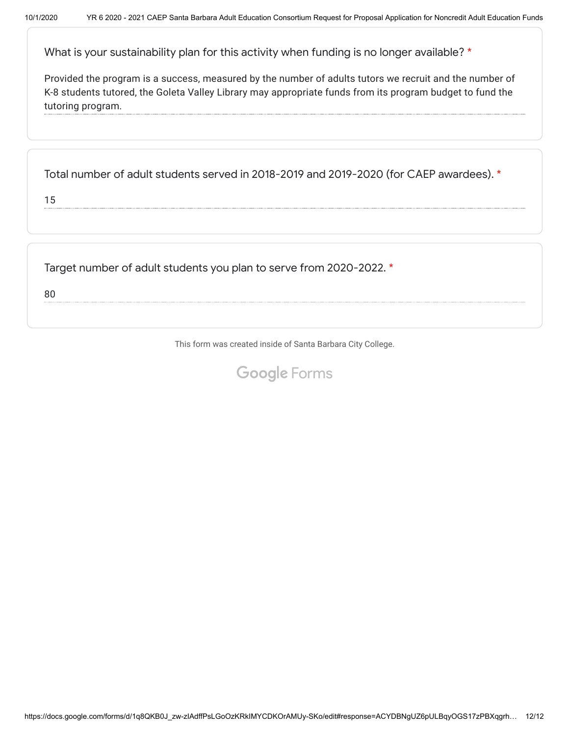What is your sustainability plan for this activity when funding is no longer available? *

Provided the program is a success, measured by the number of adults tutors we recruit and the number of K-8 students tutored, the Goleta Valley Library may appropriate funds from its program budget to fund the tutoring program.

Total number of adult students served in 2018-2019 and 2019-2020 (for CAEP awardees). *

15

Target number of adult students you plan to serve from 2020-2022. *

80

This form was created inside of Santa Barbara City College.

Google Forms